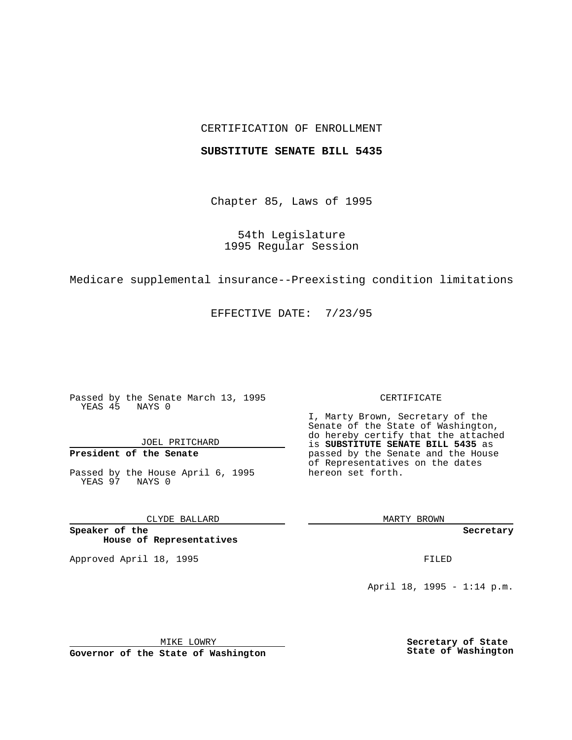CERTIFICATION OF ENROLLMENT

**SUBSTITUTE SENATE BILL 5435**

Chapter 85, Laws of 1995

54th Legislature
1995 Regular Session

Medicare supplemental insurance--Preexisting condition limitations

EFFECTIVE DATE: 7/23/95

Passed by the Senate March 13, 1995
YEAS 45 NAYS 0

JOEL PRITCHARD

**President of the Senate**

Passed by the House April 6, 1995
YEAS 97 NAYS 0

CLYDE BALLARD

**Speaker of the House of Representatives**

Approved April 18, 1995

MIKE LOWRY

**Governor of the State of Washington**

CERTIFICATE

I, Marty Brown, Secretary of the Senate of the State of Washington, do hereby certify that the attached is **SUBSTITUTE SENATE BILL 5435** as passed by the Senate and the House of Representatives on the dates hereon set forth.

MARTY BROWN

**Secretary**

FILED

April 18, 1995 - 1:14 p.m.

**Secretary of State**
**State of Washington**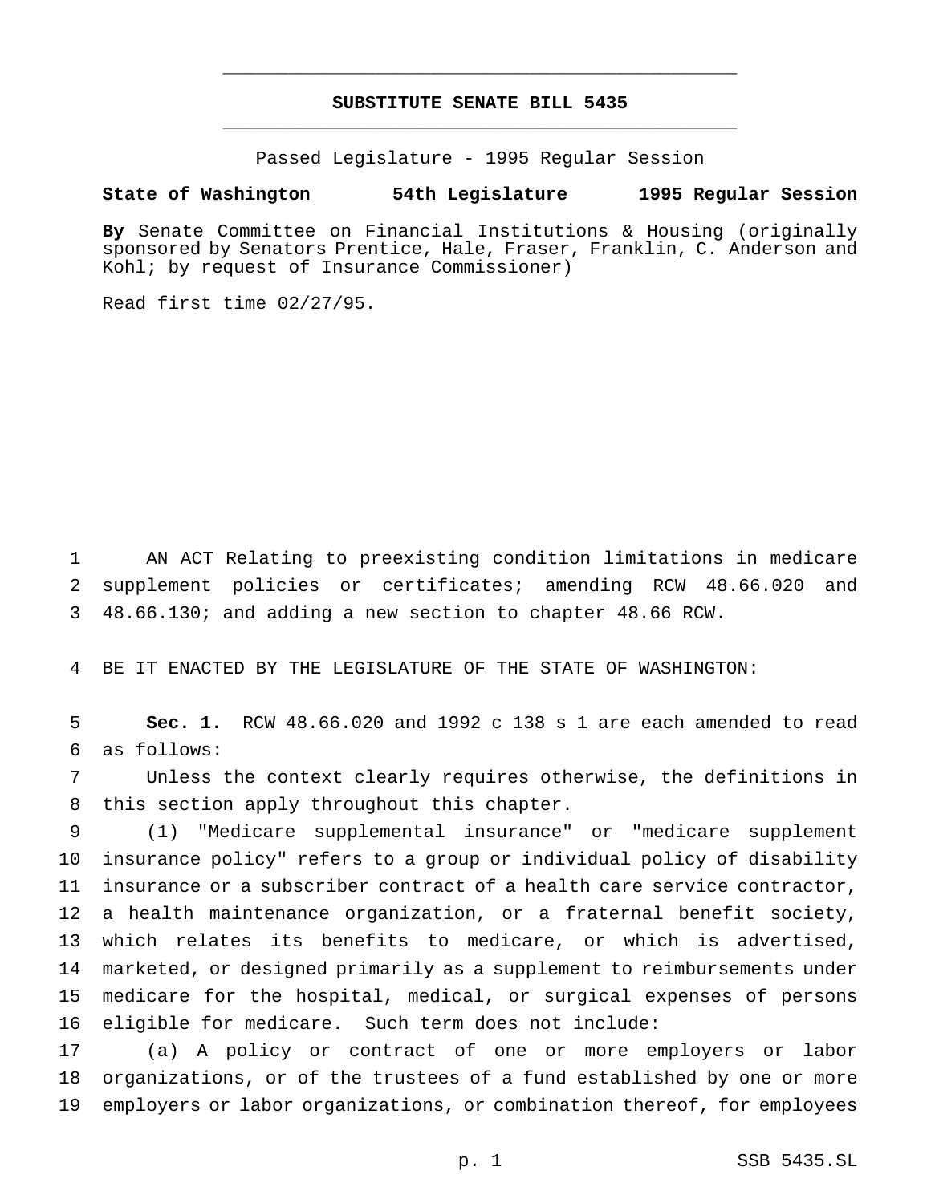# SUBSTITUTE SENATE BILL 5435

Passed Legislature - 1995 Regular Session

**State of Washington 54th Legislature 1995 Regular Session**

**By** Senate Committee on Financial Institutions & Housing (originally sponsored by Senators Prentice, Hale, Fraser, Franklin, C. Anderson and Kohl; by request of Insurance Commissioner)

Read first time 02/27/95.

AN ACT Relating to preexisting condition limitations in medicare supplement policies or certificates; amending RCW 48.66.020 and 48.66.130; and adding a new section to chapter 48.66 RCW.

BE IT ENACTED BY THE LEGISLATURE OF THE STATE OF WASHINGTON:

**Sec. 1.** RCW 48.66.020 and 1992 c 138 s 1 are each amended to read as follows:

Unless the context clearly requires otherwise, the definitions in this section apply throughout this chapter.

(1) "Medicare supplemental insurance" or "medicare supplement insurance policy" refers to a group or individual policy of disability insurance or a subscriber contract of a health care service contractor, a health maintenance organization, or a fraternal benefit society, which relates its benefits to medicare, or which is advertised, marketed, or designed primarily as a supplement to reimbursements under medicare for the hospital, medical, or surgical expenses of persons eligible for medicare. Such term does not include:

(a) A policy or contract of one or more employers or labor organizations, or of the trustees of a fund established by one or more employers or labor organizations, or combination thereof, for employees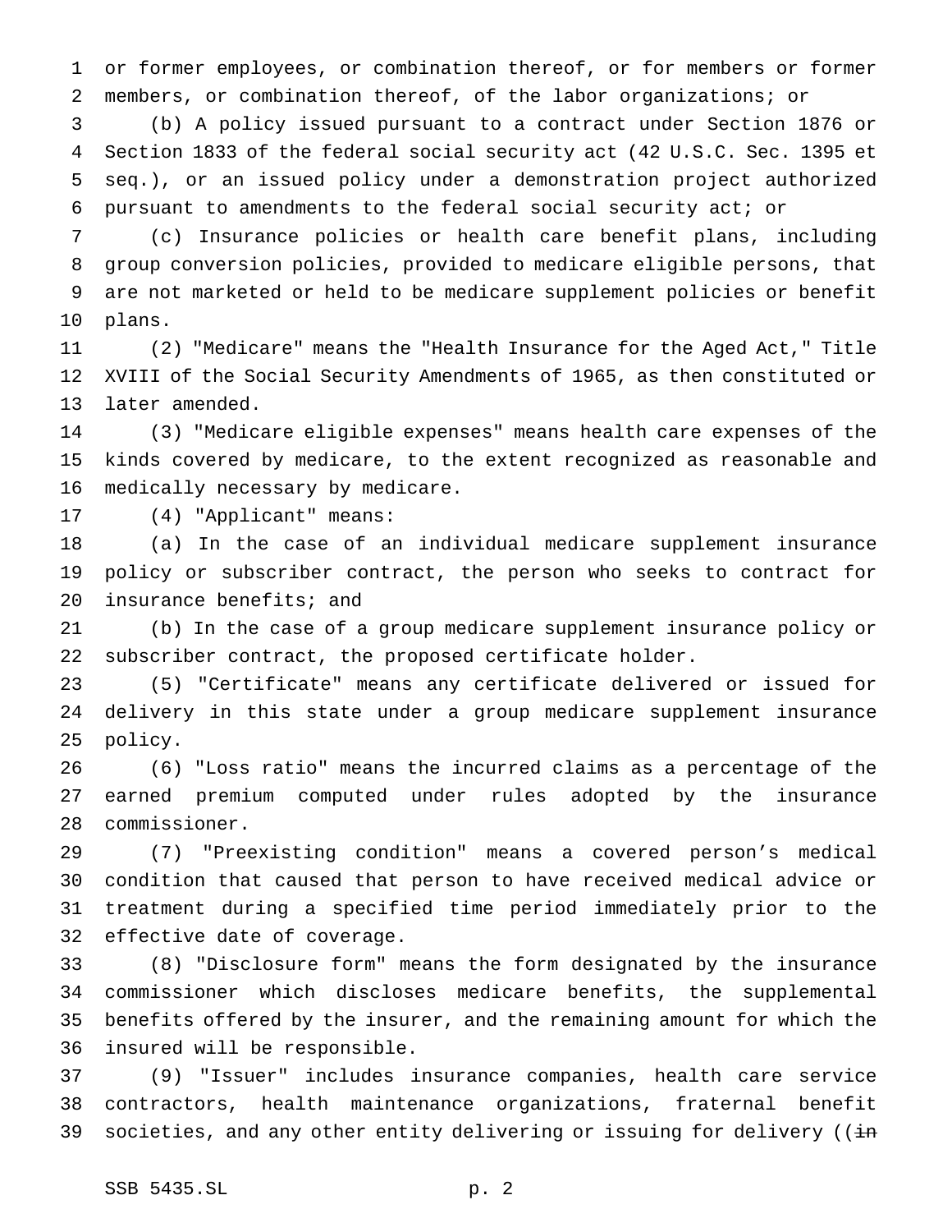or former employees, or combination thereof, or for members or former members, or combination thereof, of the labor organizations; or

(b) A policy issued pursuant to a contract under Section 1876 or Section 1833 of the federal social security act (42 U.S.C. Sec. 1395 et seq.), or an issued policy under a demonstration project authorized pursuant to amendments to the federal social security act; or

(c) Insurance policies or health care benefit plans, including group conversion policies, provided to medicare eligible persons, that are not marketed or held to be medicare supplement policies or benefit plans.

(2) "Medicare" means the "Health Insurance for the Aged Act," Title XVIII of the Social Security Amendments of 1965, as then constituted or later amended.

(3) "Medicare eligible expenses" means health care expenses of the kinds covered by medicare, to the extent recognized as reasonable and medically necessary by medicare.

(4) "Applicant" means:

(a) In the case of an individual medicare supplement insurance policy or subscriber contract, the person who seeks to contract for insurance benefits; and

(b) In the case of a group medicare supplement insurance policy or subscriber contract, the proposed certificate holder.

(5) "Certificate" means any certificate delivered or issued for delivery in this state under a group medicare supplement insurance policy.

(6) "Loss ratio" means the incurred claims as a percentage of the earned premium computed under rules adopted by the insurance commissioner.

(7) "Preexisting condition" means a covered person's medical condition that caused that person to have received medical advice or treatment during a specified time period immediately prior to the effective date of coverage.

(8) "Disclosure form" means the form designated by the insurance commissioner which discloses medicare benefits, the supplemental benefits offered by the insurer, and the remaining amount for which the insured will be responsible.

(9) "Issuer" includes insurance companies, health care service contractors, health maintenance organizations, fraternal benefit societies, and any other entity delivering or issuing for delivery ((~~in~~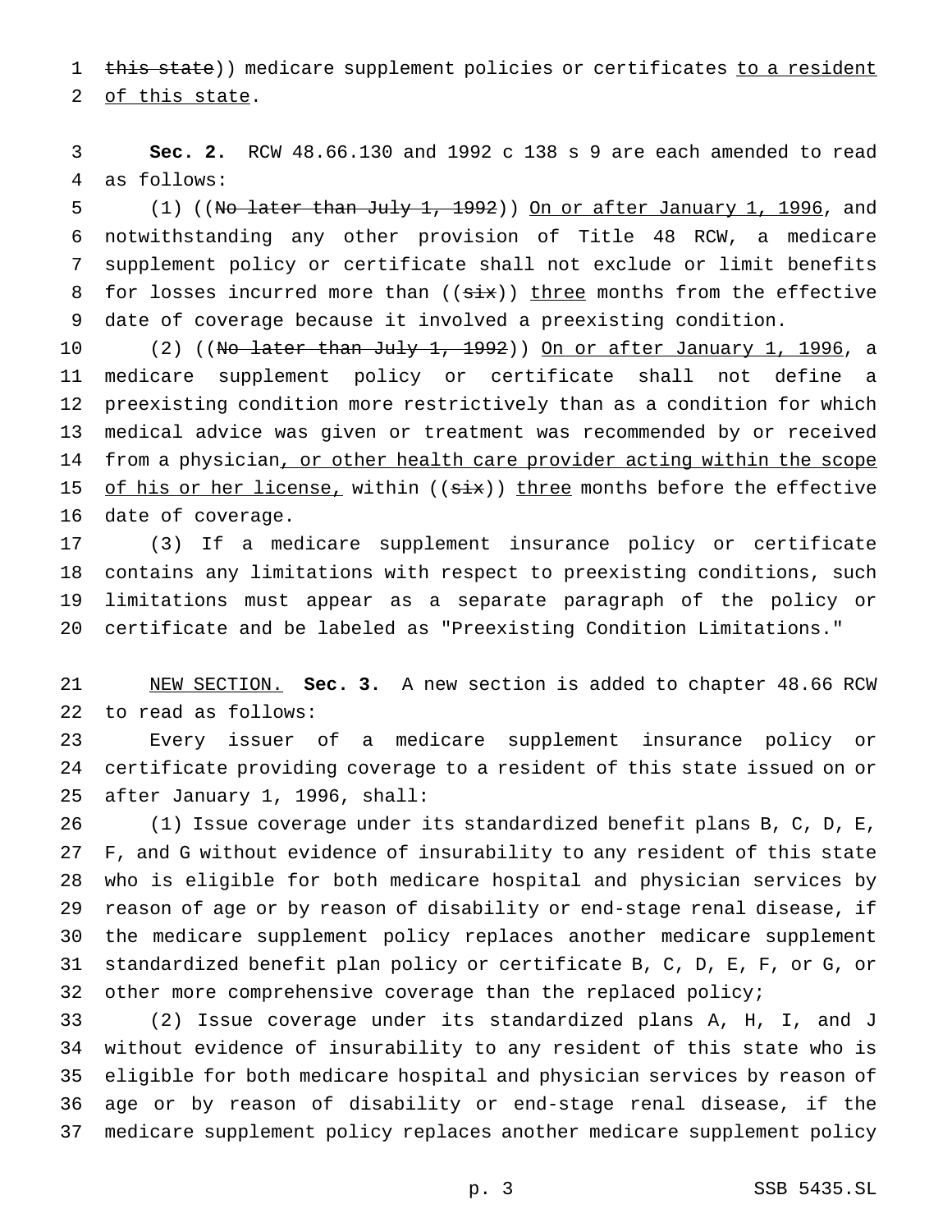~~this state~~)) medicare supplement policies or certificates <u>to a resident of this state</u>.

**Sec. 2.** RCW 48.66.130 and 1992 c 138 s 9 are each amended to read as follows:

(1) ((~~No later than July 1, 1992~~)) <u>On or after January 1, 1996</u>, and notwithstanding any other provision of Title 48 RCW, a medicare supplement policy or certificate shall not exclude or limit benefits for losses incurred more than ((~~six~~)) <u>three</u> months from the effective date of coverage because it involved a preexisting condition.

(2) ((~~No later than July 1, 1992~~)) <u>On or after January 1, 1996</u>, a medicare supplement policy or certificate shall not define a preexisting condition more restrictively than as a condition for which medical advice was given or treatment was recommended by or received from a physician<u>, or other health care provider acting within the scope of his or her license,</u> within ((~~six~~)) <u>three</u> months before the effective date of coverage.

(3) If a medicare supplement insurance policy or certificate contains any limitations with respect to preexisting conditions, such limitations must appear as a separate paragraph of the policy or certificate and be labeled as "Preexisting Condition Limitations."

<u>NEW SECTION.</u> **Sec. 3.** A new section is added to chapter 48.66 RCW to read as follows:

Every issuer of a medicare supplement insurance policy or certificate providing coverage to a resident of this state issued on or after January 1, 1996, shall:

(1) Issue coverage under its standardized benefit plans B, C, D, E, F, and G without evidence of insurability to any resident of this state who is eligible for both medicare hospital and physician services by reason of age or by reason of disability or end-stage renal disease, if the medicare supplement policy replaces another medicare supplement standardized benefit plan policy or certificate B, C, D, E, F, or G, or other more comprehensive coverage than the replaced policy;

(2) Issue coverage under its standardized plans A, H, I, and J without evidence of insurability to any resident of this state who is eligible for both medicare hospital and physician services by reason of age or by reason of disability or end-stage renal disease, if the medicare supplement policy replaces another medicare supplement policy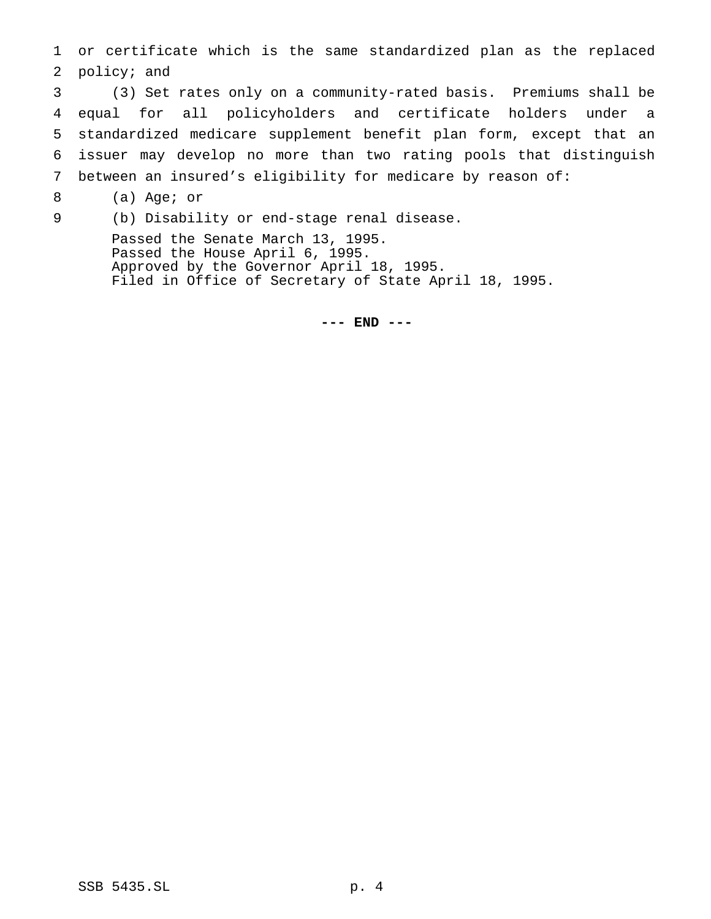or certificate which is the same standardized plan as the replaced policy; and

(3) Set rates only on a community-rated basis. Premiums shall be equal for all policyholders and certificate holders under a standardized medicare supplement benefit plan form, except that an issuer may develop no more than two rating pools that distinguish between an insured's eligibility for medicare by reason of:

(a) Age; or

(b) Disability or end-stage renal disease.

Passed the Senate March 13, 1995.
Passed the House April 6, 1995.
Approved by the Governor April 18, 1995.
Filed in Office of Secretary of State April 18, 1995.

**--- END ---**